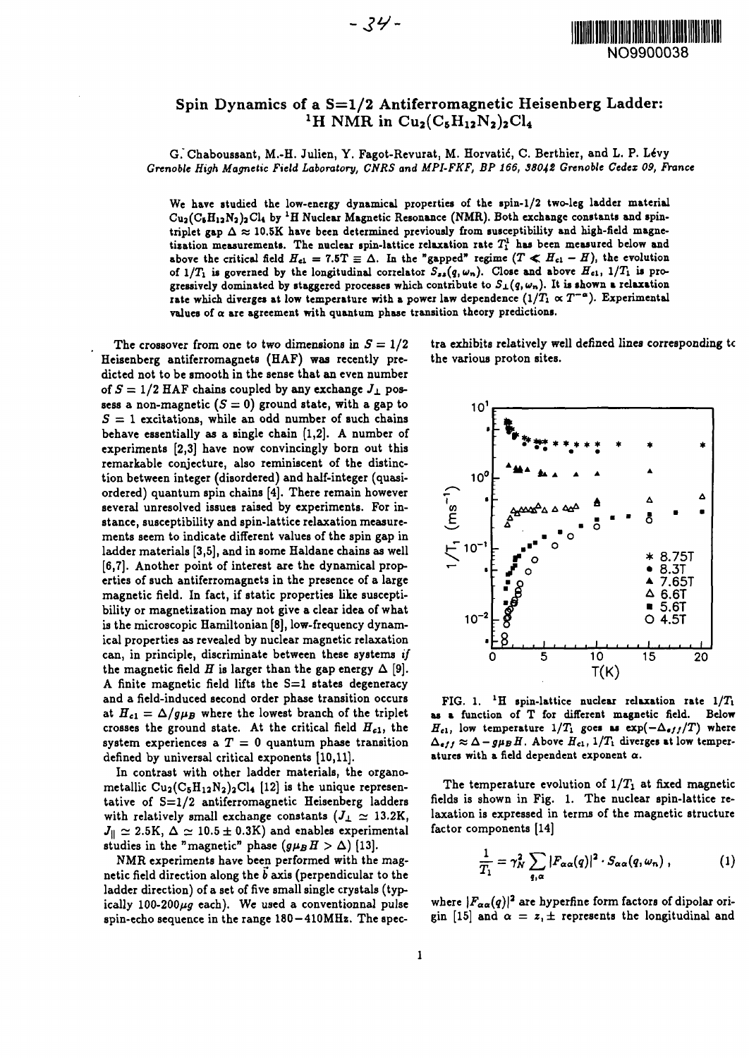# Spin Dynamics of a S=1/2 Antiferromagnetic Heisenberg Ladder: $^1$H NMR in $Cu_2(C_5H_{12}N_2)_2Cl_4$

G. Chaboussant, M.-H. Julien, Y. Fagot-Revurat, M. Horvatić, C. Berthier, and L. P. Lévy

*Grenoble High Magnetic Field Laboratory, CNRS and MPI-FKF, BP 166, 38042 Grenoble Cedex 09, France*

We have studied the low-energy dynamical properties of the spin-1/2 two-leg ladder material $Cu_2(C_5H_{12}N_2)_2Cl_4$ by $^1$H Nuclear Magnetic Resonance (NMR). Both exchange constants and spin-triplet gap $\Delta \approx 10.5$K have been determined previously from susceptibility and high-field magnetization measurements. The nuclear spin-lattice relaxation rate $T_1^1$ has been measured below and above the critical field $H_{c1} = 7.5\text{T} \equiv \Delta$. In the "gapped" regime ($T \ll H_{c1} - H$), the evolution of $1/T_1$ is governed by the longitudinal correlator $S_{zz}(q,\omega_n)$. Close and above $H_{c1}$, $1/T_1$ is progressively dominated by staggered processes which contribute to $S_{\perp}(q,\omega_n)$. It is shown a relaxation rate which diverges at low temperature with a power law dependence ($1/T_1 \propto T^{-\alpha}$). Experimental values of $\alpha$ are agreement with quantum phase transition theory predictions.

The crossover from one to two dimensions in $S = 1/2$ Heisenberg antiferromagnets (HAF) was recently predicted not to be smooth in the sense that an even number of $S = 1/2$ HAF chains coupled by any exchange $J_\perp$ possess a non-magnetic ($S = 0$) ground state, with a gap to $S = 1$ excitations, while an odd number of such chains behave essentially as a single chain [1,2]. A number of experiments [2,3] have now convincingly born out this remarkable conjecture, also reminiscent of the distinction between integer (disordered) and half-integer (quasi-ordered) quantum spin chains [4]. There remain however several unresolved issues raised by experiments. For instance, susceptibility and spin-lattice relaxation measurements seem to indicate different values of the spin gap in ladder materials [3,5], and in some Haldane chains as well [6,7]. Another point of interest are the dynamical properties of such antiferromagnets in the presence of a large magnetic field. In fact, if static properties like susceptibility or magnetization may not give a clear idea of what is the microscopic Hamiltonian [8], low-frequency dynamical properties as revealed by nuclear magnetic relaxation can, in principle, discriminate between these systems *if* the magnetic field $H$ is larger than the gap energy $\Delta$ [9]. A finite magnetic field lifts the S=1 states degeneracy and a field-induced second order phase transition occurs at $H_{c1} = \Delta/g\mu_B$ where the lowest branch of the triplet crosses the ground state. At the critical field $H_{c1}$, the system experiences a $T = 0$ quantum phase transition defined by universal critical exponents [10,11].

In contrast with other ladder materials, the organometallic $Cu_2(C_5H_{12}N_2)_2Cl_4$ [12] is the unique representative of S=1/2 antiferromagnetic Heisenberg ladders with relatively small exchange constants ($J_\perp \simeq 13.2$K, $J_\parallel \simeq 2.5$K, $\Delta \simeq 10.5 \pm 0.3$K) and enables experimental studies in the "magnetic" phase ($g\mu_B H > \Delta$) [13].

NMR experiments have been performed with the magnetic field direction along the $\vec{b}$ axis (perpendicular to the ladder direction) of a set of five small single crystals (typically 100-200$\mu g$ each). We used a conventionnal pulse spin-echo sequence in the range 180−410MHz. The spectra exhibits relatively well defined lines corresponding to the various proton sites.

FIG. 1. $^1$H spin-lattice nuclear relaxation rate $1/T_1$ as a function of T for different magnetic field. Below $H_{c1}$, low temperature $1/T_1$ goes as $\exp(-\Delta_{eff}/T)$ where $\Delta_{eff} \approx \Delta - g\mu_B H$. Above $H_{c1}$, $1/T_1$ diverges at low temperatures with a field dependent exponent $\alpha$.

The temperature evolution of $1/T_1$ at fixed magnetic fields is shown in Fig. 1. The nuclear spin-lattice relaxation is expressed in terms of the magnetic structure factor components [14]

$$\frac{1}{T_1} = \gamma_N^2 \sum_{q,\alpha} |F_{\alpha\alpha}(q)|^2 \cdot S_{\alpha\alpha}(q,\omega_n) \,, \tag{1}$$

where $|F_{\alpha\alpha}(q)|^2$ are hyperfine form factors of dipolar origin [15] and $\alpha = z, \pm$ represents the longitudinal and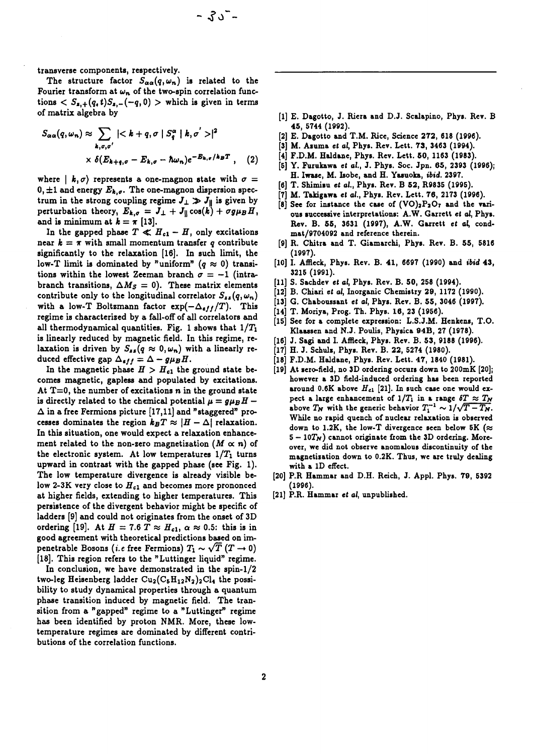transverse components, respectively.

The structure factor $S_{\alpha\alpha}(q,\omega_n)$ is related to the Fourier transform at $\omega_n$ of the two-spin correlation functions $< S_{z,+}(q,t)S_{z,-}(-q,0) >$ which is given in terms of matrix algebra by

$$S_{\alpha\alpha}(q,\omega_n) \approx \sum_{k,\sigma,\sigma'} |< k+q,\sigma \mid S_q^\alpha \mid k,\sigma' >|^2 \times \delta(E_{k+q,\sigma} - E_{k,\sigma} - \hbar\omega_n) e^{-E_{k,\sigma}/k_B T}, \quad (2)$$

where $\mid k,\sigma)$ represents a one-magnon state with $\sigma = 0, \pm 1$ and energy $E_{k,\sigma}$. The one-magnon dispersion spectrum in the strong coupling regime $J_\perp \gg J_\parallel$ is given by perturbation theory, $E_{k,\sigma} = J_\perp + J_\parallel \cos(k) + \sigma g\mu_B H$, and is minimum at $k = \pi$ [13].

In the gapped phase $T \ll H_{c1} - H$, only excitations near $k = \pi$ with small momentum transfer $q$ contribute significantly to the relaxation [16]. In such limit, the low-T limit is dominated by "uniform" ($q \approx 0$) transitions within the lowest Zeeman branch $\sigma = -1$ (intra-branch transitions, $\Delta M_S = 0$). These matrix elements contribute only to the longitudinal correlator $S_{zz}(q,\omega_n)$ with a low-T Boltzmann factor $\exp(-\Delta_{eff}/T)$. This regime is characterized by a fall-off of all correlators and all thermodynamical quantities. Fig. 1 shows that $1/T_1$ is linearly reduced by magnetic field. In this regime, relaxation is driven by $S_{zz}(q \approx 0, \omega_n)$ with a linearly reduced effective gap $\Delta_{eff} = \Delta - g\mu_B H$.

In the magnetic phase $H > H_{c1}$ the ground state becomes magnetic, gapless and populated by excitations. At T=0, the number of excitations $n$ in the ground state is directly related to the chemical potential $\mu = g\mu_B H - \Delta$ in a free Fermions picture [17,11] and "staggered" processes dominates the region $k_B T \approx |H - \Delta|$ relaxation. In this situation, one would expect a relaxation enhancement related to the non-zero magnetization ($M \propto n$) of the electronic system. At low temperatures $1/T_1$ turns upward in contrast with the gapped phase (see Fig. 1). The low temperature divergence is already visible below 2-3K very close to $H_{c1}$ and becomes more prononced at higher fields, extending to higher temperatures. This persistence of the divergent behavior might be specific of ladders [9] and could not originates from the onset of 3D ordering [19]. At $H = 7.6\ T \approx H_{c1}$, $\alpha \approx 0.5$: this is in good agreement with theoretical predictions based on impenetrable Bosons (*i.e* free Fermions) $T_1 \sim \sqrt{T}$ ($T \to 0$) [18]. This region refers to the "Luttinger liquid" regime.

In conclusion, we have demonstrated in the spin-1/2 two-leg Heisenberg ladder $Cu_2(C_5H_{12}N_2)_2Cl_4$ the possibility to study dynamical properties through a quantum phase transition induced by magnetic field. The transition from a "gapped" regime to a "Luttinger" regime has been identified by proton NMR. More, these low-temperature regimes are dominated by different contributions of the correlation functions.

---

[1] E. Dagotto, J. Riera and D.J. Scalapino, Phys. Rev. B 45, 5744 (1992).
[2] E. Dagotto and T.M. Rice, Science 272, 618 (1996).
[3] M. Azuma et al, Phys. Rev. Lett. 73, 3463 (1994).
[4] F.D.M. Haldane, Phys. Rev. Lett. 50, 1163 (1983).
[5] Y. Furukawa et al., J. Phys. Soc. Jpn. 65, 2393 (1996); H. Iwase, M. Isobe, and H. Yasuoka, ibid. 2397.
[6] T. Shimizu et al., Phys. Rev. B 52, R9835 (1995).
[7] M. Takigawa et al., Phys. Rev. Lett. 76, 2173 (1996).
[8] See for instance the case of $(VO)_2P_2O_7$ and the various successive interpretations: A.W. Garrett et al, Phys. Rev. B. 55, 3631 (1997), A.W. Garrett et al, cond-mat/9704092 and reference therein.
[9] R. Chitra and T. Giamarchi, Phys. Rev. B. 55, 5816 (1997).
[10] I. Affleck, Phys. Rev. B. 41, 6697 (1990) and ibid 43, 3215 (1991).
[11] S. Sachdev et al, Phys. Rev. B. 50, 258 (1994).
[12] B. Chiari et al, Inorganic Chemistry 29, 1172 (1990).
[13] G. Chaboussant et al, Phys. Rev. B. 55, 3046 (1997).
[14] T. Moriya, Prog. Th. Phys. 16, 23 (1956).
[15] See for a complete expression: L.S.J.M. Henkens, T.O. Klaassen and N.J. Poulis, Physica 94B, 27 (1978).
[16] J. Sagi and I. Affleck, Phys. Rev. B. 53, 9188 (1996).
[17] H. J. Schulz, Phys. Rev. B. 22, 5274 (1980).
[18] F.D.M. Haldane, Phys. Rev. Lett. 47, 1840 (1981).
[19] At zero-field, no 3D ordering occurs down to 200mK [20]; however a 3D field-induced ordering has been reported around 0.6K above $H_{c1}$ [21]. In such case one would expect a large enhancement of $1/T_1$ in a range $\delta T \approx T_N$ above $T_N$ with the generic behavior $T_1^{-1} \sim 1/\sqrt{T - T_N}$. While no rapid quench of nuclear relaxation is observed down to 1.2K, the low-T divergence seen below 5K ($\approx 5 - 10T_N$) cannot originate from the 3D ordering. Moreover, we did not observe anomalous discontinuity of the magnetization down to 0.2K. Thus, we are truly dealing with a 1D effect.
[20] P.R Hammar and D.H. Reich, J. Appl. Phys. 79, 5392 (1996).
[21] P.R. Hammar et al, unpublished.